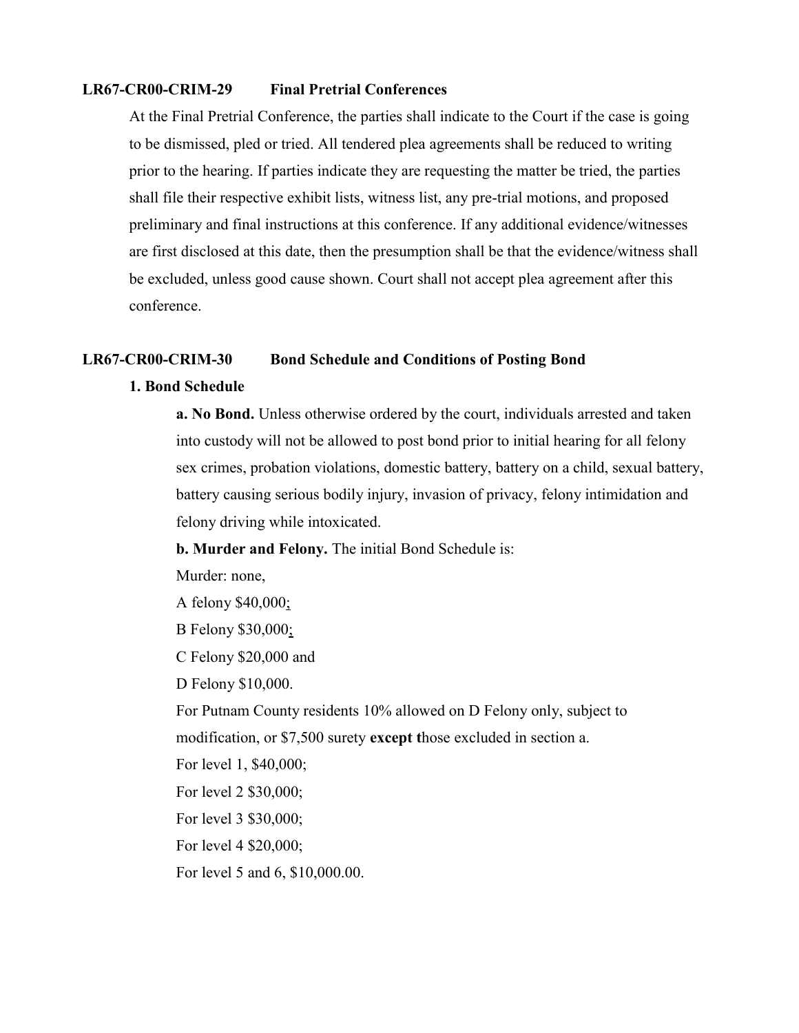**LR67-CR00-CRIM-29 Final Pretrial Conferences**

At the Final Pretrial Conference, the parties shall indicate to the Court if the case is going to be dismissed, pled or tried. All tendered plea agreements shall be reduced to writing prior to the hearing. If parties indicate they are requesting the matter be tried, the parties shall file their respective exhibit lists, witness list, any pre-trial motions, and proposed preliminary and final instructions at this conference. If any additional evidence/witnesses are first disclosed at this date, then the presumption shall be that the evidence/witness shall be excluded, unless good cause shown. Court shall not accept plea agreement after this conference.

**LR67-CR00-CRIM-30 Bond Schedule and Conditions of Posting Bond**

**1. Bond Schedule**

**a. No Bond.** Unless otherwise ordered by the court, individuals arrested and taken into custody will not be allowed to post bond prior to initial hearing for all felony sex crimes, probation violations, domestic battery, battery on a child, sexual battery, battery causing serious bodily injury, invasion of privacy, felony intimidation and felony driving while intoxicated.

**b. Murder and Felony.** The initial Bond Schedule is:

Murder: none,

A felony $40,000;

B Felony $30,000;

C Felony $20,000 and

D Felony $10,000.

For Putnam County residents 10% allowed on D Felony only, subject to modification, or $7,500 surety **except t**hose excluded in section a.

For level 1, $40,000;

For level 2 $30,000;

For level 3 $30,000;

For level 4 $20,000;

For level 5 and 6, $10,000.00.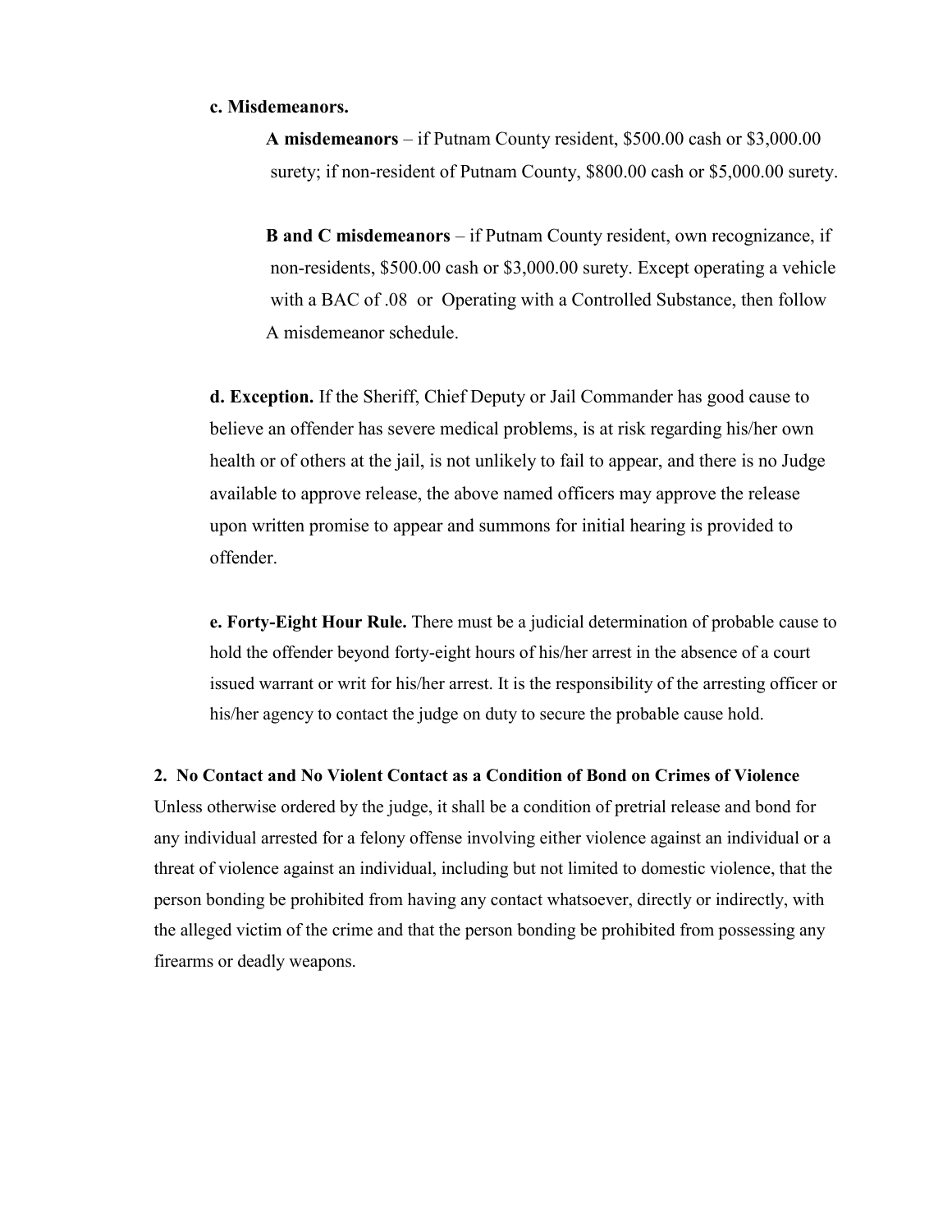**c. Misdemeanors.**

**A misdemeanors** – if Putnam County resident, $500.00 cash or $3,000.00 surety; if non-resident of Putnam County, $800.00 cash or $5,000.00 surety.

**B and C misdemeanors** – if Putnam County resident, own recognizance, if non-residents, $500.00 cash or $3,000.00 surety. Except operating a vehicle with a BAC of .08 or Operating with a Controlled Substance, then follow A misdemeanor schedule.

**d. Exception.** If the Sheriff, Chief Deputy or Jail Commander has good cause to believe an offender has severe medical problems, is at risk regarding his/her own health or of others at the jail, is not unlikely to fail to appear, and there is no Judge available to approve release, the above named officers may approve the release upon written promise to appear and summons for initial hearing is provided to offender.

**e. Forty-Eight Hour Rule.** There must be a judicial determination of probable cause to hold the offender beyond forty-eight hours of his/her arrest in the absence of a court issued warrant or writ for his/her arrest. It is the responsibility of the arresting officer or his/her agency to contact the judge on duty to secure the probable cause hold.

**2. No Contact and No Violent Contact as a Condition of Bond on Crimes of Violence**

Unless otherwise ordered by the judge, it shall be a condition of pretrial release and bond for any individual arrested for a felony offense involving either violence against an individual or a threat of violence against an individual, including but not limited to domestic violence, that the person bonding be prohibited from having any contact whatsoever, directly or indirectly, with the alleged victim of the crime and that the person bonding be prohibited from possessing any firearms or deadly weapons.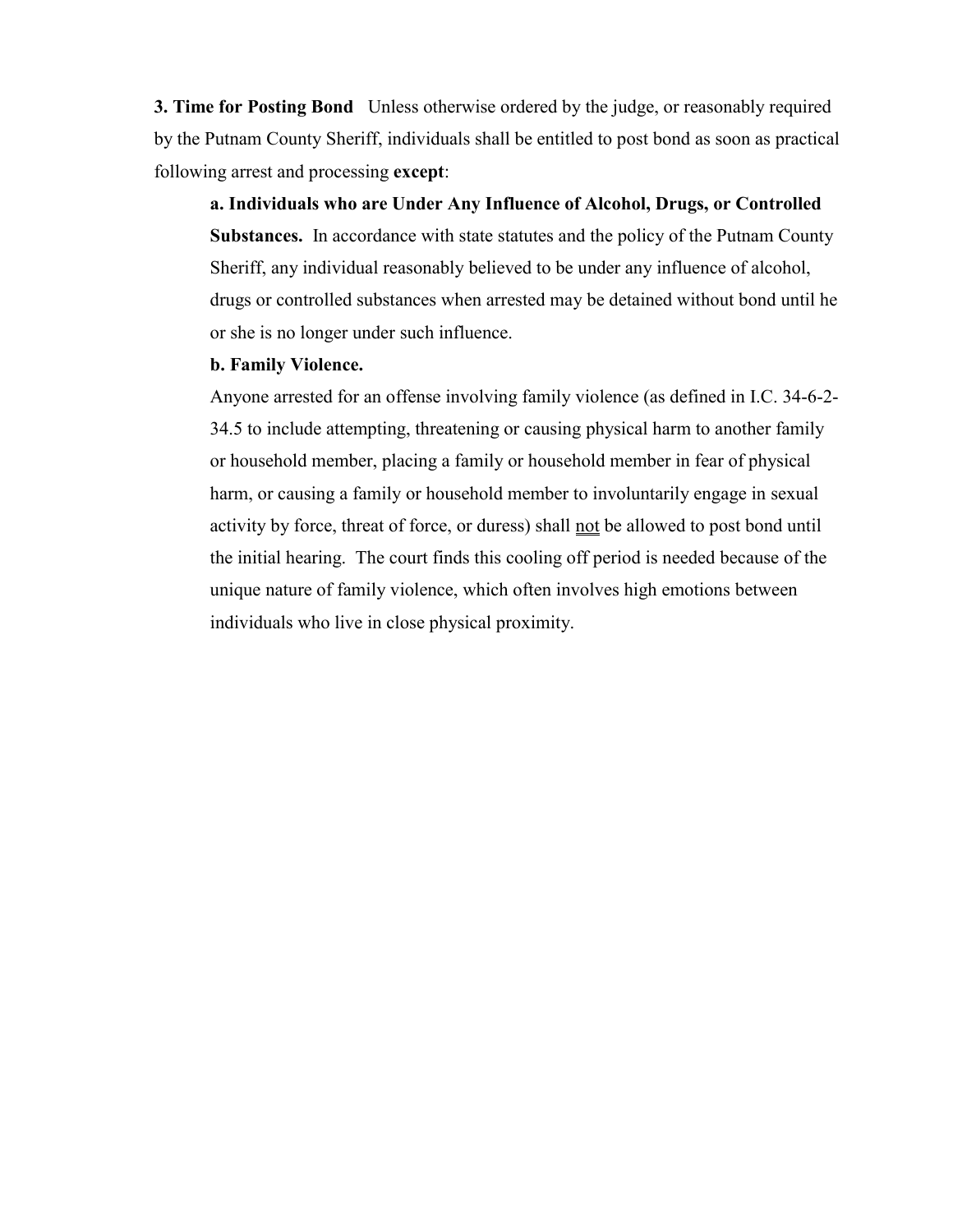**3. Time for Posting Bond** Unless otherwise ordered by the judge, or reasonably required by the Putnam County Sheriff, individuals shall be entitled to post bond as soon as practical following arrest and processing **except**:

**a. Individuals who are Under Any Influence of Alcohol, Drugs, or Controlled Substances.** In accordance with state statutes and the policy of the Putnam County Sheriff, any individual reasonably believed to be under any influence of alcohol, drugs or controlled substances when arrested may be detained without bond until he or she is no longer under such influence.

**b. Family Violence.**

Anyone arrested for an offense involving family violence (as defined in I.C. 34-6-2-34.5 to include attempting, threatening or causing physical harm to another family or household member, placing a family or household member in fear of physical harm, or causing a family or household member to involuntarily engage in sexual activity by force, threat of force, or duress) shall <u>not</u> be allowed to post bond until the initial hearing. The court finds this cooling off period is needed because of the unique nature of family violence, which often involves high emotions between individuals who live in close physical proximity.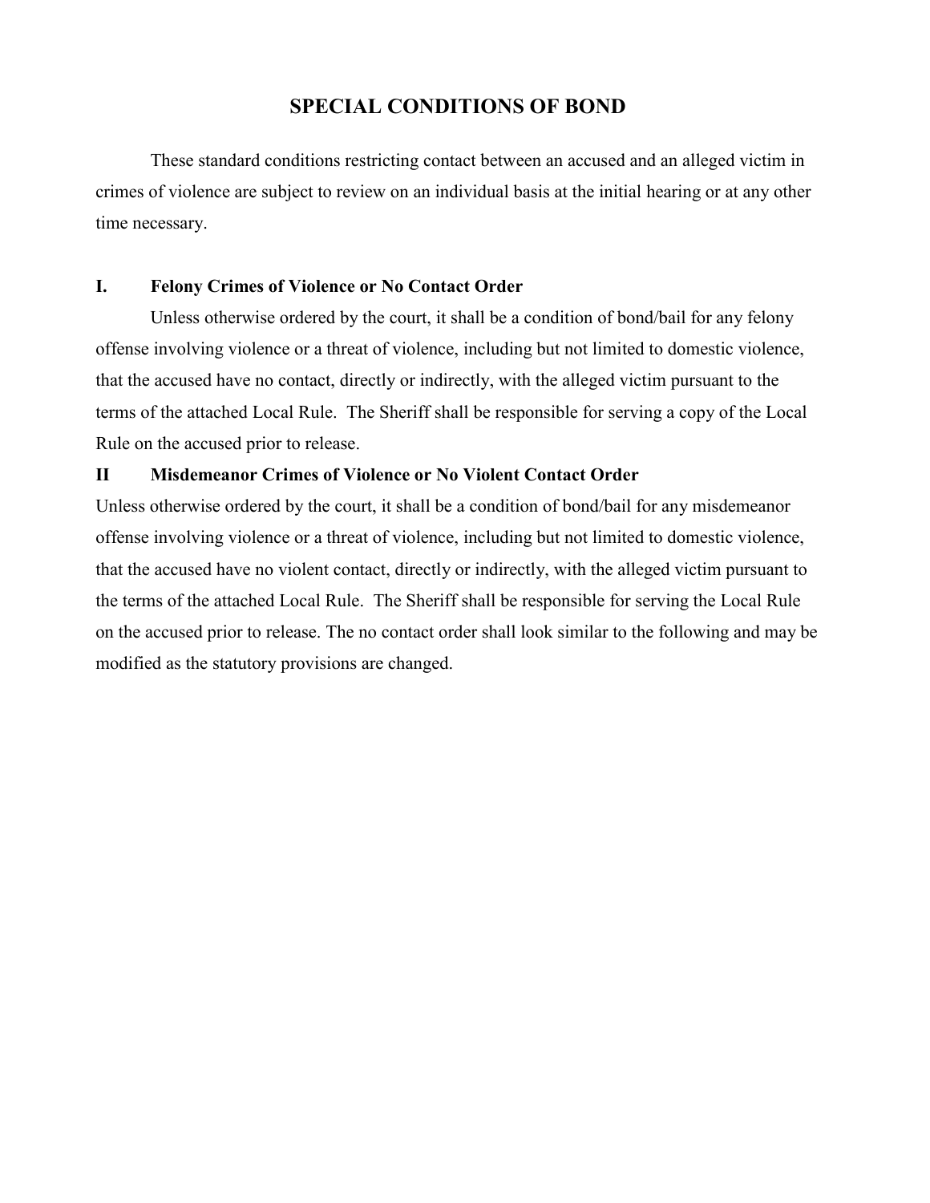# SPECIAL CONDITIONS OF BOND

These standard conditions restricting contact between an accused and an alleged victim in crimes of violence are subject to review on an individual basis at the initial hearing or at any other time necessary.

### I. Felony Crimes of Violence or No Contact Order

Unless otherwise ordered by the court, it shall be a condition of bond/bail for any felony offense involving violence or a threat of violence, including but not limited to domestic violence, that the accused have no contact, directly or indirectly, with the alleged victim pursuant to the terms of the attached Local Rule. The Sheriff shall be responsible for serving a copy of the Local Rule on the accused prior to release.

### II Misdemeanor Crimes of Violence or No Violent Contact Order

Unless otherwise ordered by the court, it shall be a condition of bond/bail for any misdemeanor offense involving violence or a threat of violence, including but not limited to domestic violence, that the accused have no violent contact, directly or indirectly, with the alleged victim pursuant to the terms of the attached Local Rule. The Sheriff shall be responsible for serving the Local Rule on the accused prior to release. The no contact order shall look similar to the following and may be modified as the statutory provisions are changed.